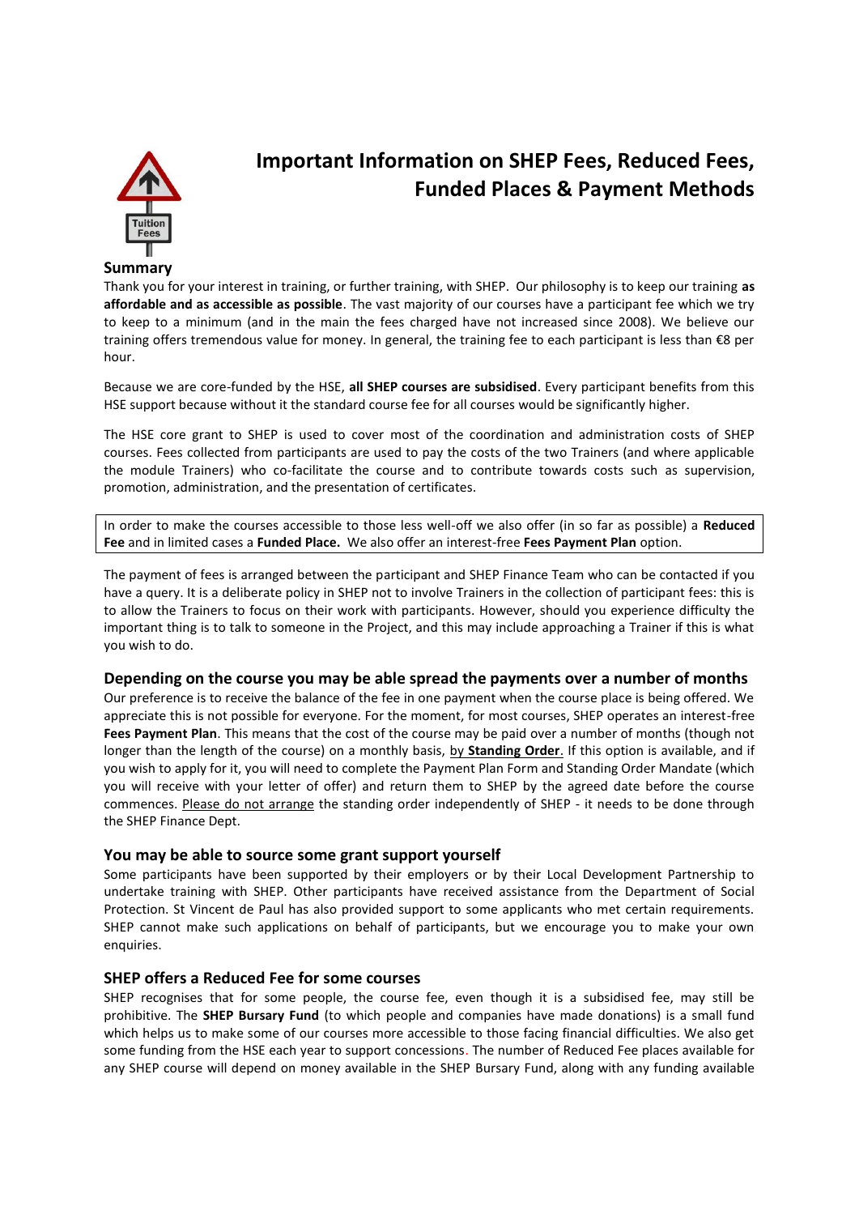# Important Information on SHEP Fees, Reduced Fees, Funded Places & Payment Methods

## Summary

Thank you for your interest in training, or further training, with SHEP. Our philosophy is to keep our training **as affordable and as accessible as possible**. The vast majority of our courses have a participant fee which we try to keep to a minimum (and in the main the fees charged have not increased since 2008). We believe our training offers tremendous value for money. In general, the training fee to each participant is less than €8 per hour.

Because we are core-funded by the HSE, **all SHEP courses are subsidised**. Every participant benefits from this HSE support because without it the standard course fee for all courses would be significantly higher.

The HSE core grant to SHEP is used to cover most of the coordination and administration costs of SHEP courses. Fees collected from participants are used to pay the costs of the two Trainers (and where applicable the module Trainers) who co-facilitate the course and to contribute towards costs such as supervision, promotion, administration, and the presentation of certificates.

In order to make the courses accessible to those less well-off we also offer (in so far as possible) a **Reduced Fee** and in limited cases a **Funded Place.** We also offer an interest-free **Fees Payment Plan** option.

The payment of fees is arranged between the participant and SHEP Finance Team who can be contacted if you have a query. It is a deliberate policy in SHEP not to involve Trainers in the collection of participant fees: this is to allow the Trainers to focus on their work with participants. However, should you experience difficulty the important thing is to talk to someone in the Project, and this may include approaching a Trainer if this is what you wish to do.

## Depending on the course you may be able spread the payments over a number of months

Our preference is to receive the balance of the fee in one payment when the course place is being offered. We appreciate this is not possible for everyone. For the moment, for most courses, SHEP operates an interest-free **Fees Payment Plan**. This means that the cost of the course may be paid over a number of months (though not longer than the length of the course) on a monthly basis, by **Standing Order**. If this option is available, and if you wish to apply for it, you will need to complete the Payment Plan Form and Standing Order Mandate (which you will receive with your letter of offer) and return them to SHEP by the agreed date before the course commences. Please do not arrange the standing order independently of SHEP - it needs to be done through the SHEP Finance Dept.

## You may be able to source some grant support yourself

Some participants have been supported by their employers or by their Local Development Partnership to undertake training with SHEP. Other participants have received assistance from the Department of Social Protection. St Vincent de Paul has also provided support to some applicants who met certain requirements. SHEP cannot make such applications on behalf of participants, but we encourage you to make your own enquiries.

## SHEP offers a Reduced Fee for some courses

SHEP recognises that for some people, the course fee, even though it is a subsidised fee, may still be prohibitive. The **SHEP Bursary Fund** (to which people and companies have made donations) is a small fund which helps us to make some of our courses more accessible to those facing financial difficulties. We also get some funding from the HSE each year to support concessions. The number of Reduced Fee places available for any SHEP course will depend on money available in the SHEP Bursary Fund, along with any funding available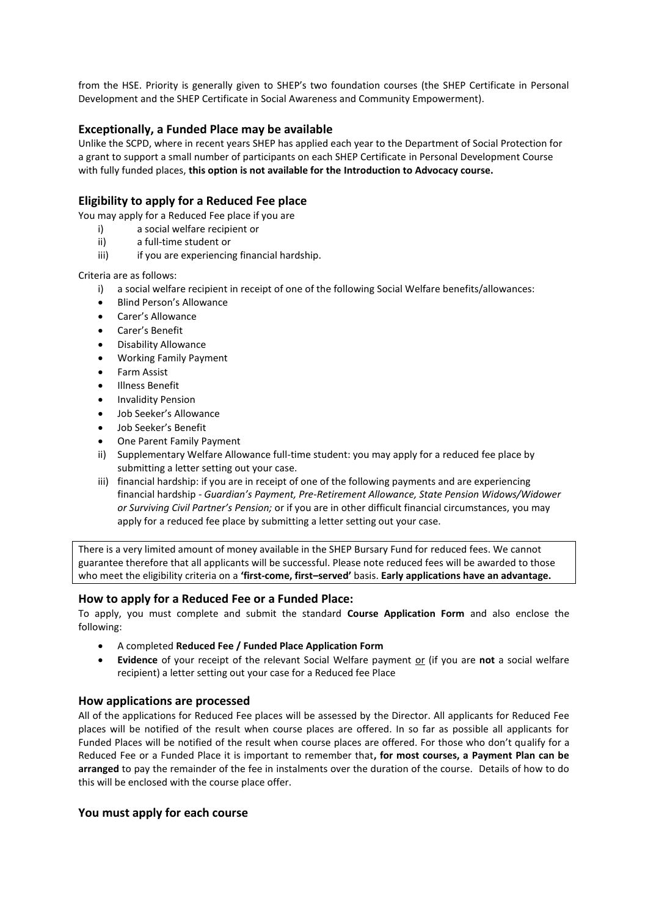from the HSE. Priority is generally given to SHEP's two foundation courses (the SHEP Certificate in Personal Development and the SHEP Certificate in Social Awareness and Community Empowerment).

### Exceptionally, a Funded Place may be available

Unlike the SCPD, where in recent years SHEP has applied each year to the Department of Social Protection for a grant to support a small number of participants on each SHEP Certificate in Personal Development Course with fully funded places, **this option is not available for the Introduction to Advocacy course.**

### Eligibility to apply for a Reduced Fee place

You may apply for a Reduced Fee place if you are

i) a social welfare recipient or
ii) a full-time student or
iii) if you are experiencing financial hardship.

Criteria are as follows:

i) a social welfare recipient in receipt of one of the following Social Welfare benefits/allowances:
- Blind Person's Allowance
- Carer's Allowance
- Carer's Benefit
- Disability Allowance
- Working Family Payment
- Farm Assist
- Illness Benefit
- Invalidity Pension
- Job Seeker's Allowance
- Job Seeker's Benefit
- One Parent Family Payment

ii) Supplementary Welfare Allowance full-time student: you may apply for a reduced fee place by submitting a letter setting out your case.

iii) financial hardship: if you are in receipt of one of the following payments and are experiencing financial hardship - *Guardian's Payment, Pre-Retirement Allowance, State Pension Widows/Widower or Surviving Civil Partner's Pension;* or if you are in other difficult financial circumstances, you may apply for a reduced fee place by submitting a letter setting out your case.

There is a very limited amount of money available in the SHEP Bursary Fund for reduced fees. We cannot guarantee therefore that all applicants will be successful. Please note reduced fees will be awarded to those who meet the eligibility criteria on a **'first-come, first–served'** basis. **Early applications have an advantage.**

### How to apply for a Reduced Fee or a Funded Place:

To apply, you must complete and submit the standard **Course Application Form** and also enclose the following:

- A completed **Reduced Fee / Funded Place Application Form**
- **Evidence** of your receipt of the relevant Social Welfare payment or (if you are **not** a social welfare recipient) a letter setting out your case for a Reduced fee Place

### How applications are processed

All of the applications for Reduced Fee places will be assessed by the Director. All applicants for Reduced Fee places will be notified of the result when course places are offered. In so far as possible all applicants for Funded Places will be notified of the result when course places are offered. For those who don't qualify for a Reduced Fee or a Funded Place it is important to remember that**, for most courses, a Payment Plan can be arranged** to pay the remainder of the fee in instalments over the duration of the course. Details of how to do this will be enclosed with the course place offer.

### You must apply for each course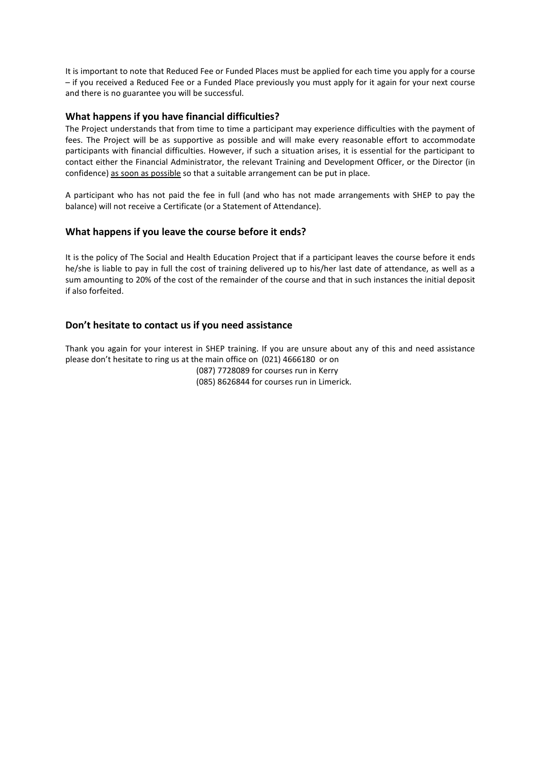It is important to note that Reduced Fee or Funded Places must be applied for each time you apply for a course – if you received a Reduced Fee or a Funded Place previously you must apply for it again for your next course and there is no guarantee you will be successful.

### What happens if you have financial difficulties?

The Project understands that from time to time a participant may experience difficulties with the payment of fees. The Project will be as supportive as possible and will make every reasonable effort to accommodate participants with financial difficulties. However, if such a situation arises, it is essential for the participant to contact either the Financial Administrator, the relevant Training and Development Officer, or the Director (in confidence) <u>as soon as possible</u> so that a suitable arrangement can be put in place.

A participant who has not paid the fee in full (and who has not made arrangements with SHEP to pay the balance) will not receive a Certificate (or a Statement of Attendance).

### What happens if you leave the course before it ends?

It is the policy of The Social and Health Education Project that if a participant leaves the course before it ends he/she is liable to pay in full the cost of training delivered up to his/her last date of attendance, as well as a sum amounting to 20% of the cost of the remainder of the course and that in such instances the initial deposit if also forfeited.

### Don't hesitate to contact us if you need assistance

Thank you again for your interest in SHEP training. If you are unsure about any of this and need assistance please don't hesitate to ring us at the main office on (021) 4666180 or on

(087) 7728089 for courses run in Kerry
(085) 8626844 for courses run in Limerick.